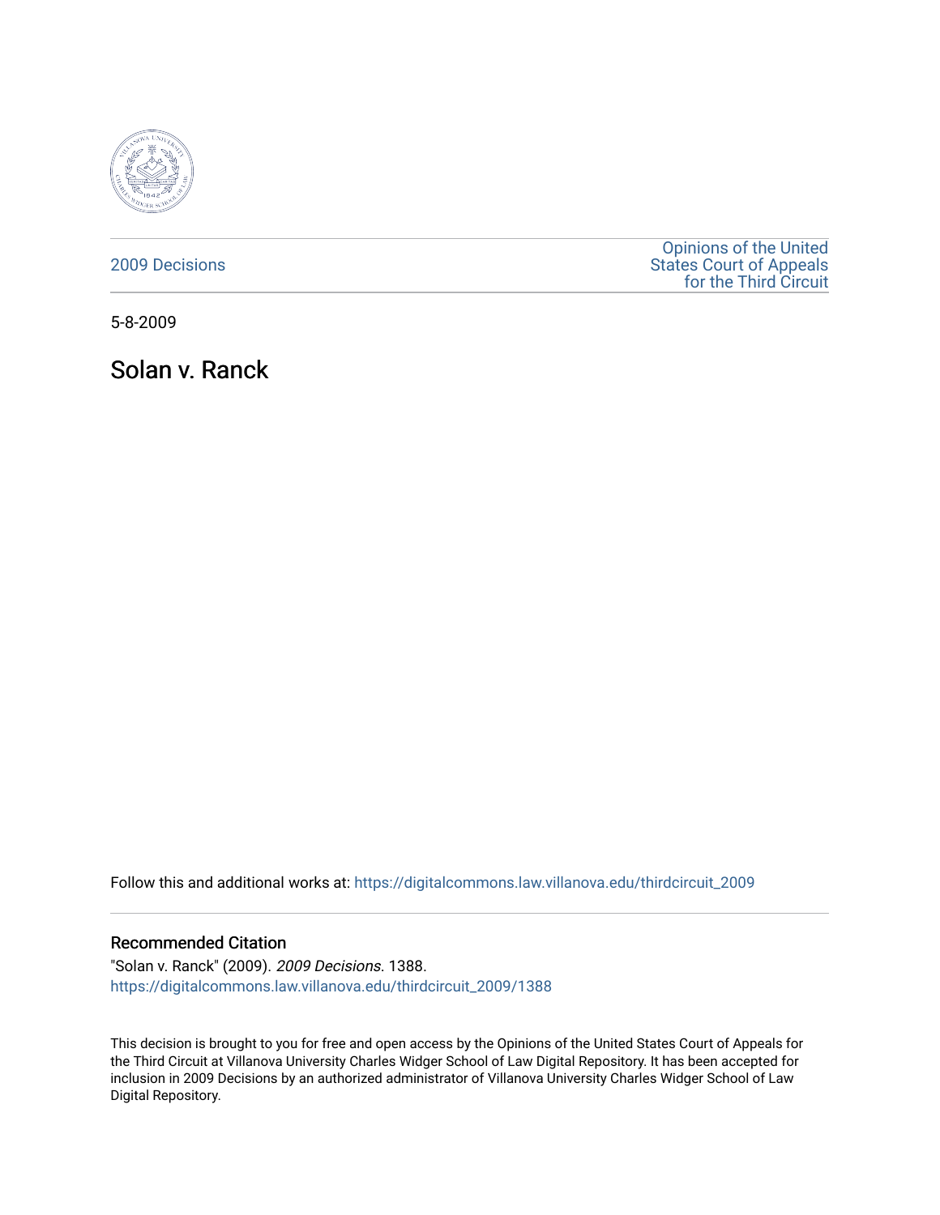2009 Decisions

Opinions of the United States Court of Appeals for the Third Circuit

5-8-2009

# Solan v. Ranck

Follow this and additional works at: https://digitalcommons.law.villanova.edu/thirdcircuit_2009

## Recommended Citation

"Solan v. Ranck" (2009). *2009 Decisions*. 1388.
https://digitalcommons.law.villanova.edu/thirdcircuit_2009/1388

This decision is brought to you for free and open access by the Opinions of the United States Court of Appeals for the Third Circuit at Villanova University Charles Widger School of Law Digital Repository. It has been accepted for inclusion in 2009 Decisions by an authorized administrator of Villanova University Charles Widger School of Law Digital Repository.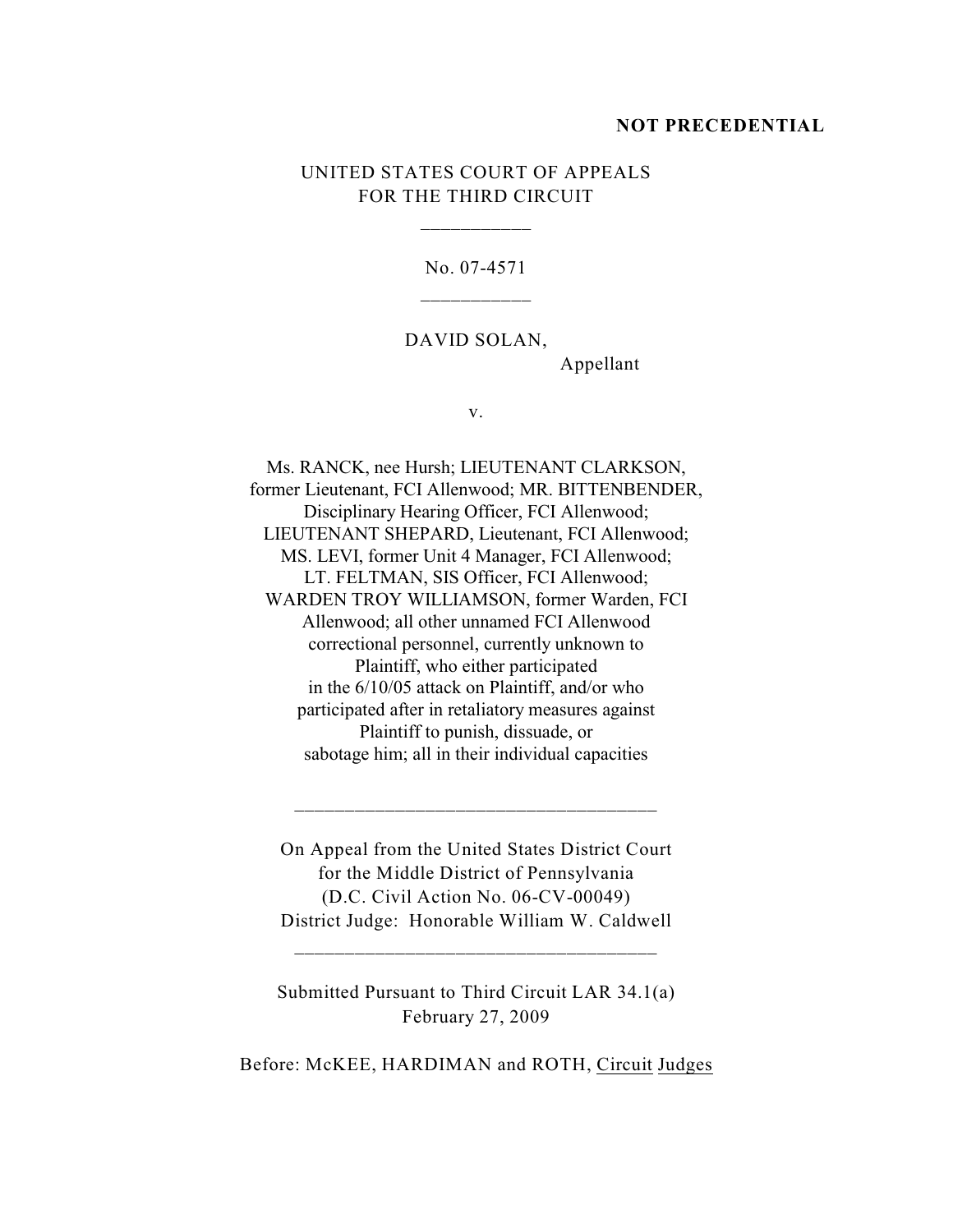**NOT PRECEDENTIAL**

UNITED STATES COURT OF APPEALS
FOR THE THIRD CIRCUIT

___________

No. 07-4571

___________

DAVID SOLAN,
Appellant

v.

Ms. RANCK, nee Hursh; LIEUTENANT CLARKSON, former Lieutenant, FCI Allenwood; MR. BITTENBENDER, Disciplinary Hearing Officer, FCI Allenwood; LIEUTENANT SHEPARD, Lieutenant, FCI Allenwood; MS. LEVI, former Unit 4 Manager, FCI Allenwood; LT. FELTMAN, SIS Officer, FCI Allenwood; WARDEN TROY WILLIAMSON, former Warden, FCI Allenwood; all other unnamed FCI Allenwood correctional personnel, currently unknown to Plaintiff, who either participated in the 6/10/05 attack on Plaintiff, and/or who participated after in retaliatory measures against Plaintiff to punish, dissuade, or sabotage him; all in their individual capacities

____________________________________

On Appeal from the United States District Court
for the Middle District of Pennsylvania
(D.C. Civil Action No. 06-CV-00049)
District Judge: Honorable William W. Caldwell

____________________________________

Submitted Pursuant to Third Circuit LAR 34.1(a)
February 27, 2009

Before: McKEE, HARDIMAN and ROTH, Circuit Judges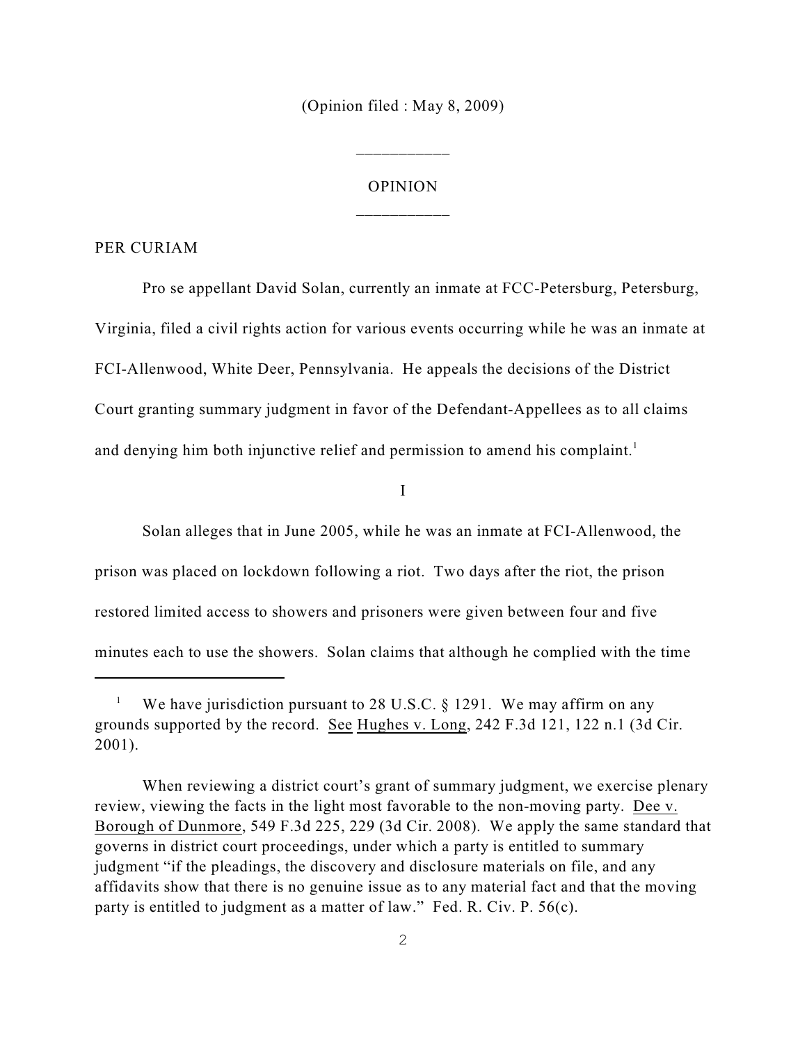(Opinion filed : May 8, 2009)

---

OPINION

---

PER CURIAM

Pro se appellant David Solan, currently an inmate at FCC-Petersburg, Petersburg, Virginia, filed a civil rights action for various events occurring while he was an inmate at FCI-Allenwood, White Deer, Pennsylvania. He appeals the decisions of the District Court granting summary judgment in favor of the Defendant-Appellees as to all claims and denying him both injunctive relief and permission to amend his complaint.[1]

I

Solan alleges that in June 2005, while he was an inmate at FCI-Allenwood, the prison was placed on lockdown following a riot. Two days after the riot, the prison restored limited access to showers and prisoners were given between four and five minutes each to use the showers. Solan claims that although he complied with the time

---

[1] We have jurisdiction pursuant to 28 U.S.C. § 1291. We may affirm on any grounds supported by the record. See Hughes v. Long, 242 F.3d 121, 122 n.1 (3d Cir. 2001).

When reviewing a district court's grant of summary judgment, we exercise plenary review, viewing the facts in the light most favorable to the non-moving party. Dee v. Borough of Dunmore, 549 F.3d 225, 229 (3d Cir. 2008). We apply the same standard that governs in district court proceedings, under which a party is entitled to summary judgment "if the pleadings, the discovery and disclosure materials on file, and any affidavits show that there is no genuine issue as to any material fact and that the moving party is entitled to judgment as a matter of law." Fed. R. Civ. P. 56(c).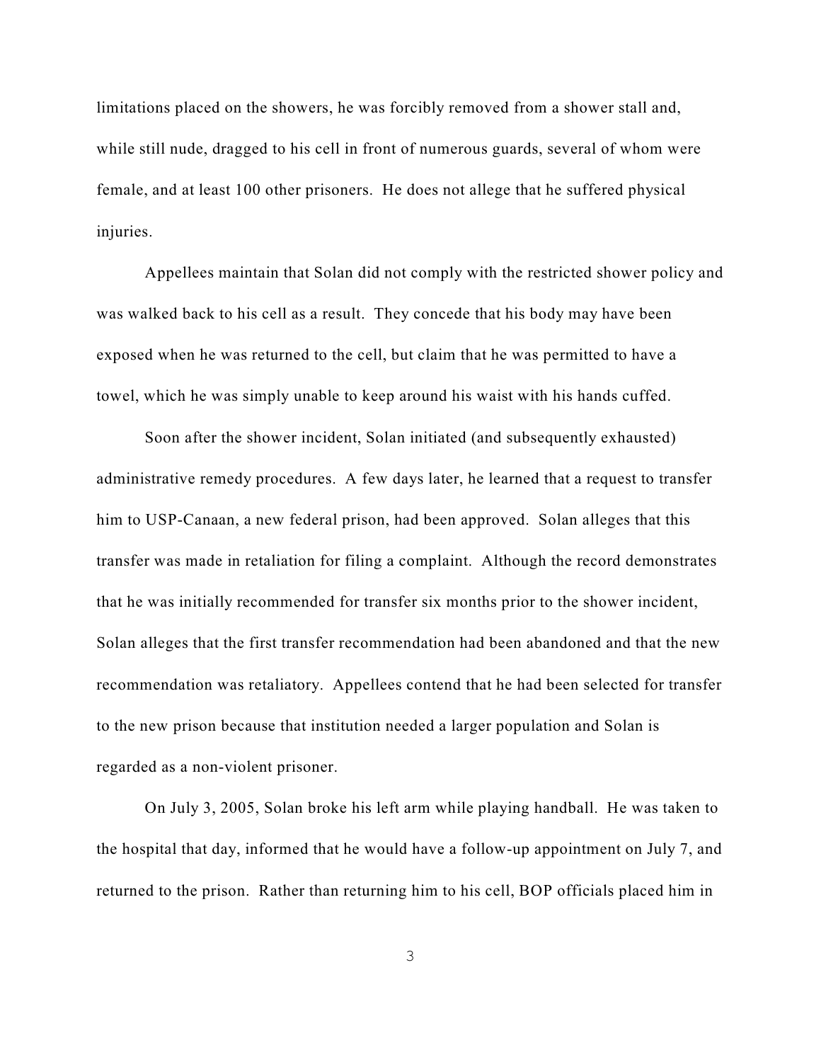limitations placed on the showers, he was forcibly removed from a shower stall and, while still nude, dragged to his cell in front of numerous guards, several of whom were female, and at least 100 other prisoners. He does not allege that he suffered physical injuries.

Appellees maintain that Solan did not comply with the restricted shower policy and was walked back to his cell as a result. They concede that his body may have been exposed when he was returned to the cell, but claim that he was permitted to have a towel, which he was simply unable to keep around his waist with his hands cuffed.

Soon after the shower incident, Solan initiated (and subsequently exhausted) administrative remedy procedures. A few days later, he learned that a request to transfer him to USP-Canaan, a new federal prison, had been approved. Solan alleges that this transfer was made in retaliation for filing a complaint. Although the record demonstrates that he was initially recommended for transfer six months prior to the shower incident, Solan alleges that the first transfer recommendation had been abandoned and that the new recommendation was retaliatory. Appellees contend that he had been selected for transfer to the new prison because that institution needed a larger population and Solan is regarded as a non-violent prisoner.

On July 3, 2005, Solan broke his left arm while playing handball. He was taken to the hospital that day, informed that he would have a follow-up appointment on July 7, and returned to the prison. Rather than returning him to his cell, BOP officials placed him in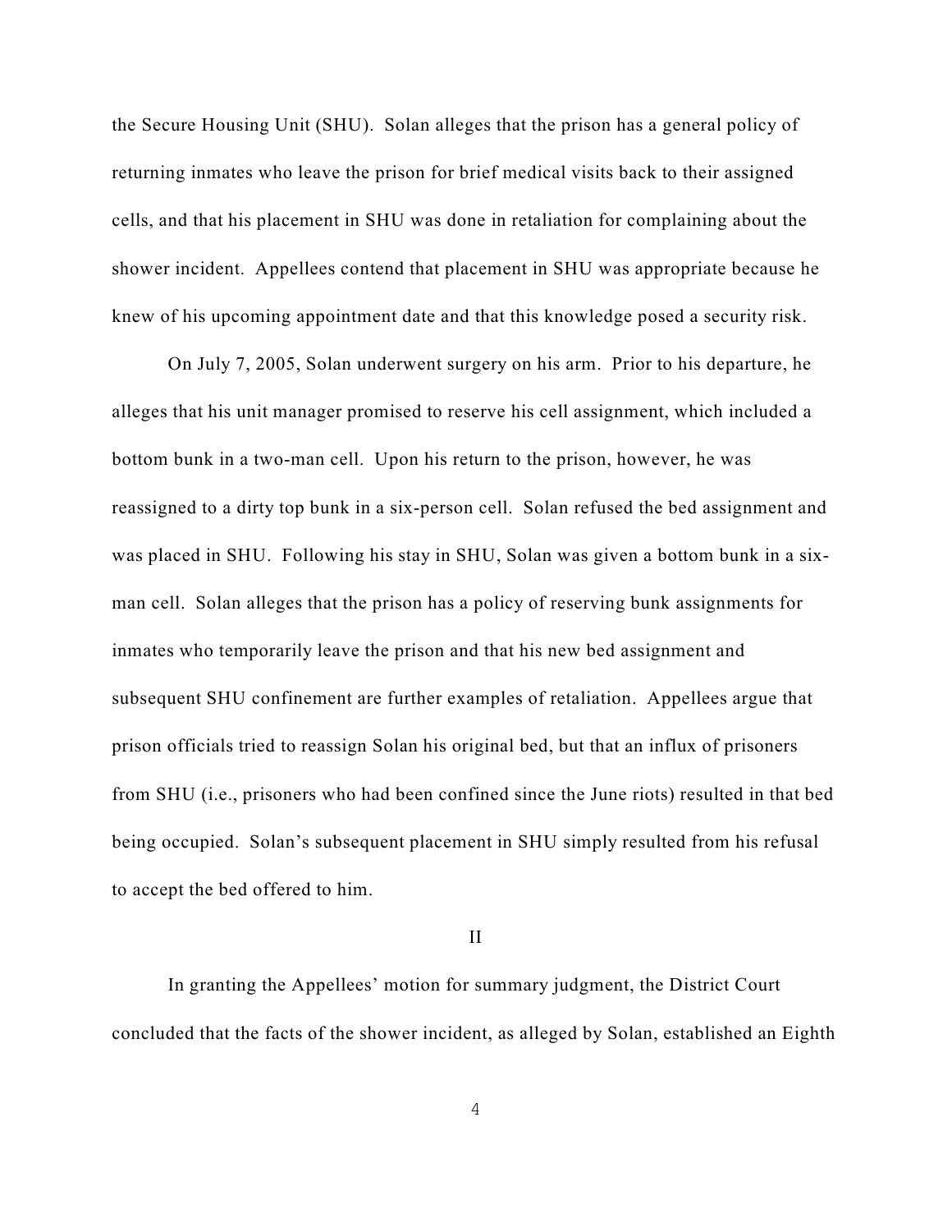the Secure Housing Unit (SHU). Solan alleges that the prison has a general policy of returning inmates who leave the prison for brief medical visits back to their assigned cells, and that his placement in SHU was done in retaliation for complaining about the shower incident. Appellees contend that placement in SHU was appropriate because he knew of his upcoming appointment date and that this knowledge posed a security risk.

On July 7, 2005, Solan underwent surgery on his arm. Prior to his departure, he alleges that his unit manager promised to reserve his cell assignment, which included a bottom bunk in a two-man cell. Upon his return to the prison, however, he was reassigned to a dirty top bunk in a six-person cell. Solan refused the bed assignment and was placed in SHU. Following his stay in SHU, Solan was given a bottom bunk in a six-man cell. Solan alleges that the prison has a policy of reserving bunk assignments for inmates who temporarily leave the prison and that his new bed assignment and subsequent SHU confinement are further examples of retaliation. Appellees argue that prison officials tried to reassign Solan his original bed, but that an influx of prisoners from SHU (i.e., prisoners who had been confined since the June riots) resulted in that bed being occupied. Solan's subsequent placement in SHU simply resulted from his refusal to accept the bed offered to him.

## II

In granting the Appellees' motion for summary judgment, the District Court concluded that the facts of the shower incident, as alleged by Solan, established an Eighth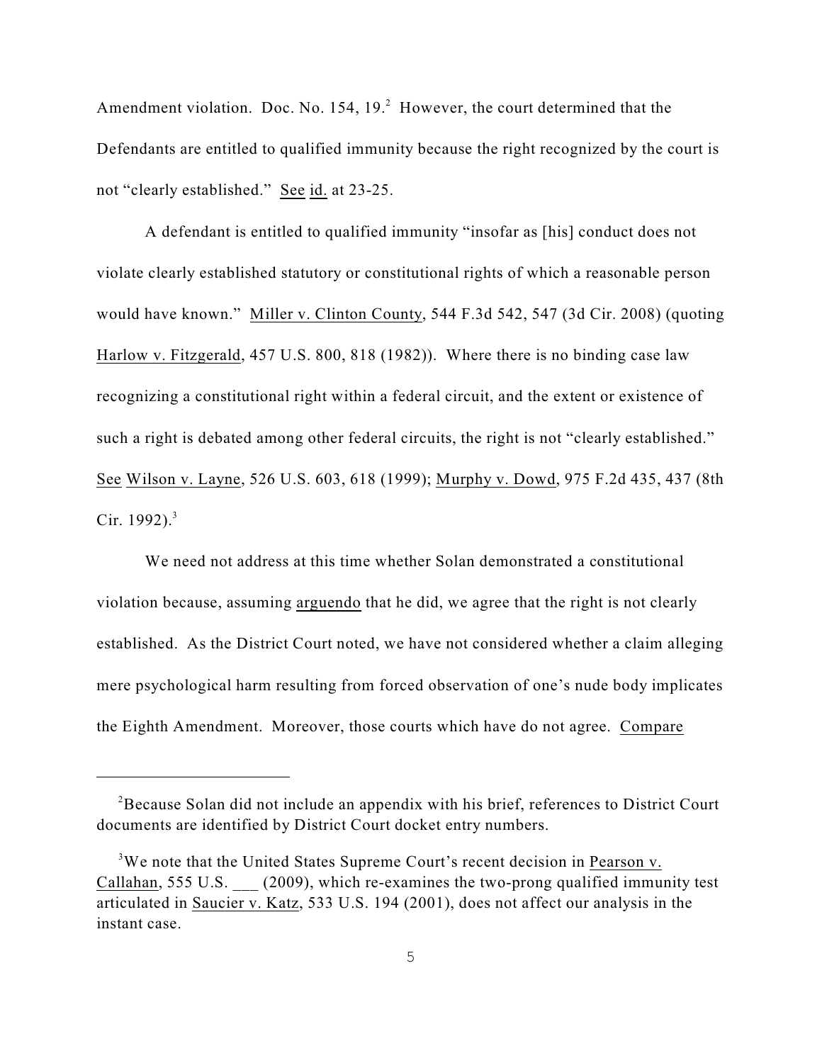Amendment violation. Doc. No. 154, 19.[2] However, the court determined that the Defendants are entitled to qualified immunity because the right recognized by the court is not "clearly established." See id. at 23-25.

A defendant is entitled to qualified immunity "insofar as [his] conduct does not violate clearly established statutory or constitutional rights of which a reasonable person would have known." Miller v. Clinton County, 544 F.3d 542, 547 (3d Cir. 2008) (quoting Harlow v. Fitzgerald, 457 U.S. 800, 818 (1982)). Where there is no binding case law recognizing a constitutional right within a federal circuit, and the extent or existence of such a right is debated among other federal circuits, the right is not "clearly established." See Wilson v. Layne, 526 U.S. 603, 618 (1999); Murphy v. Dowd, 975 F.2d 435, 437 (8th Cir. 1992).[3]

We need not address at this time whether Solan demonstrated a constitutional violation because, assuming arguendo that he did, we agree that the right is not clearly established. As the District Court noted, we have not considered whether a claim alleging mere psychological harm resulting from forced observation of one's nude body implicates the Eighth Amendment. Moreover, those courts which have do not agree. Compare

[2]Because Solan did not include an appendix with his brief, references to District Court documents are identified by District Court docket entry numbers.

[3]We note that the United States Supreme Court's recent decision in Pearson v. Callahan, 555 U.S. ___ (2009), which re-examines the two-prong qualified immunity test articulated in Saucier v. Katz, 533 U.S. 194 (2001), does not affect our analysis in the instant case.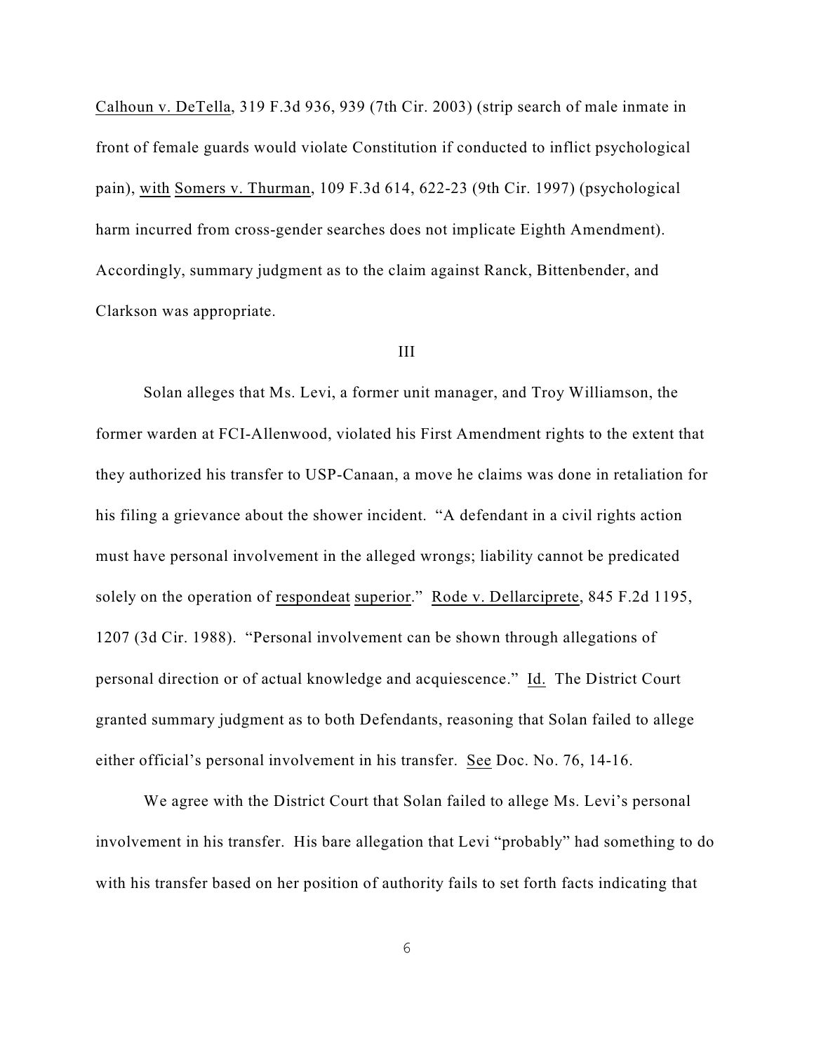Calhoun v. DeTella, 319 F.3d 936, 939 (7th Cir. 2003) (strip search of male inmate in front of female guards would violate Constitution if conducted to inflict psychological pain), with Somers v. Thurman, 109 F.3d 614, 622-23 (9th Cir. 1997) (psychological harm incurred from cross-gender searches does not implicate Eighth Amendment). Accordingly, summary judgment as to the claim against Ranck, Bittenbender, and Clarkson was appropriate.

## III

Solan alleges that Ms. Levi, a former unit manager, and Troy Williamson, the former warden at FCI-Allenwood, violated his First Amendment rights to the extent that they authorized his transfer to USP-Canaan, a move he claims was done in retaliation for his filing a grievance about the shower incident. "A defendant in a civil rights action must have personal involvement in the alleged wrongs; liability cannot be predicated solely on the operation of respondeat superior." Rode v. Dellarciprete, 845 F.2d 1195, 1207 (3d Cir. 1988). "Personal involvement can be shown through allegations of personal direction or of actual knowledge and acquiescence." Id. The District Court granted summary judgment as to both Defendants, reasoning that Solan failed to allege either official's personal involvement in his transfer. See Doc. No. 76, 14-16.

We agree with the District Court that Solan failed to allege Ms. Levi's personal involvement in his transfer. His bare allegation that Levi "probably" had something to do with his transfer based on her position of authority fails to set forth facts indicating that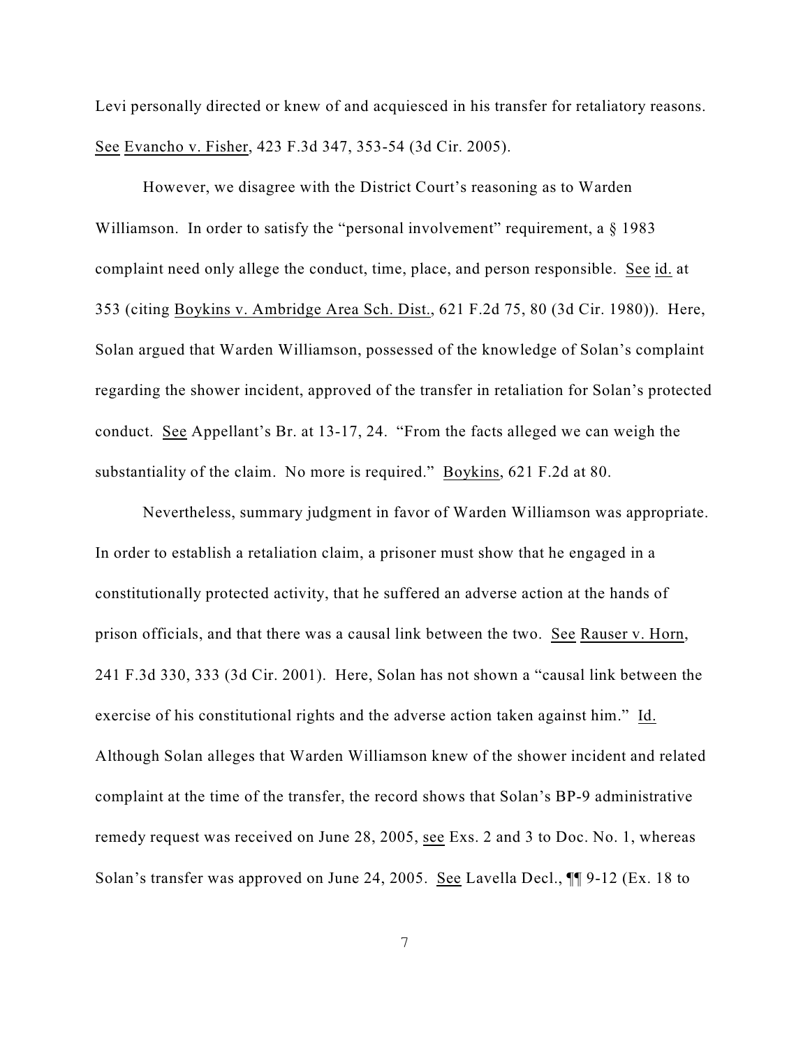Levi personally directed or knew of and acquiesced in his transfer for retaliatory reasons. See Evancho v. Fisher, 423 F.3d 347, 353-54 (3d Cir. 2005).

However, we disagree with the District Court's reasoning as to Warden Williamson. In order to satisfy the "personal involvement" requirement, a § 1983 complaint need only allege the conduct, time, place, and person responsible. See id. at 353 (citing Boykins v. Ambridge Area Sch. Dist., 621 F.2d 75, 80 (3d Cir. 1980)). Here, Solan argued that Warden Williamson, possessed of the knowledge of Solan's complaint regarding the shower incident, approved of the transfer in retaliation for Solan's protected conduct. See Appellant's Br. at 13-17, 24. "From the facts alleged we can weigh the substantiality of the claim. No more is required." Boykins, 621 F.2d at 80.

Nevertheless, summary judgment in favor of Warden Williamson was appropriate. In order to establish a retaliation claim, a prisoner must show that he engaged in a constitutionally protected activity, that he suffered an adverse action at the hands of prison officials, and that there was a causal link between the two. See Rauser v. Horn, 241 F.3d 330, 333 (3d Cir. 2001). Here, Solan has not shown a "causal link between the exercise of his constitutional rights and the adverse action taken against him." Id. Although Solan alleges that Warden Williamson knew of the shower incident and related complaint at the time of the transfer, the record shows that Solan's BP-9 administrative remedy request was received on June 28, 2005, see Exs. 2 and 3 to Doc. No. 1, whereas Solan's transfer was approved on June 24, 2005. See Lavella Decl., ¶¶ 9-12 (Ex. 18 to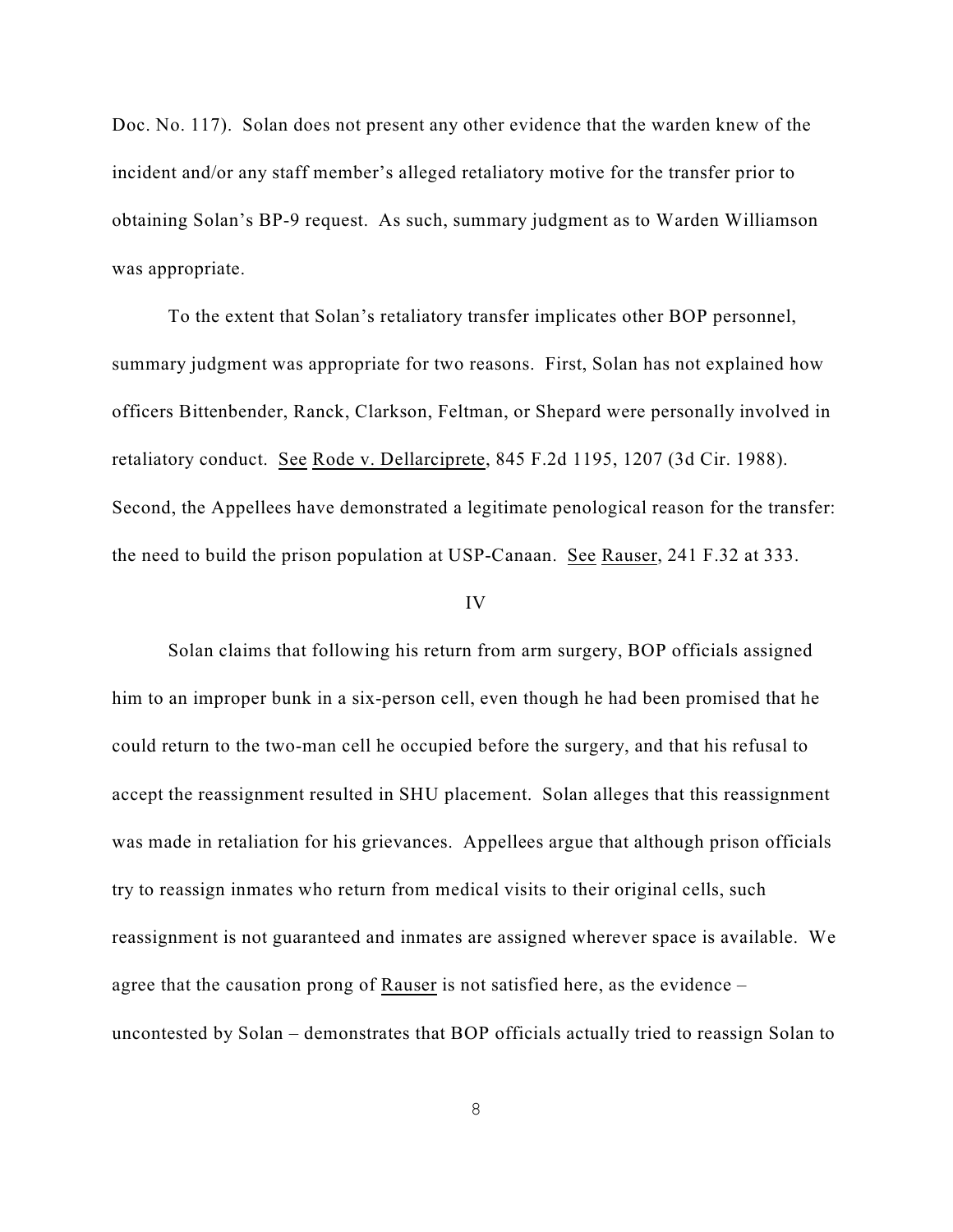Doc. No. 117). Solan does not present any other evidence that the warden knew of the incident and/or any staff member's alleged retaliatory motive for the transfer prior to obtaining Solan's BP-9 request. As such, summary judgment as to Warden Williamson was appropriate.

To the extent that Solan's retaliatory transfer implicates other BOP personnel, summary judgment was appropriate for two reasons. First, Solan has not explained how officers Bittenbender, Ranck, Clarkson, Feltman, or Shepard were personally involved in retaliatory conduct. See Rode v. Dellarciprete, 845 F.2d 1195, 1207 (3d Cir. 1988). Second, the Appellees have demonstrated a legitimate penological reason for the transfer: the need to build the prison population at USP-Canaan. See Rauser, 241 F.32 at 333.

IV

Solan claims that following his return from arm surgery, BOP officials assigned him to an improper bunk in a six-person cell, even though he had been promised that he could return to the two-man cell he occupied before the surgery, and that his refusal to accept the reassignment resulted in SHU placement. Solan alleges that this reassignment was made in retaliation for his grievances. Appellees argue that although prison officials try to reassign inmates who return from medical visits to their original cells, such reassignment is not guaranteed and inmates are assigned wherever space is available. We agree that the causation prong of Rauser is not satisfied here, as the evidence – uncontested by Solan – demonstrates that BOP officials actually tried to reassign Solan to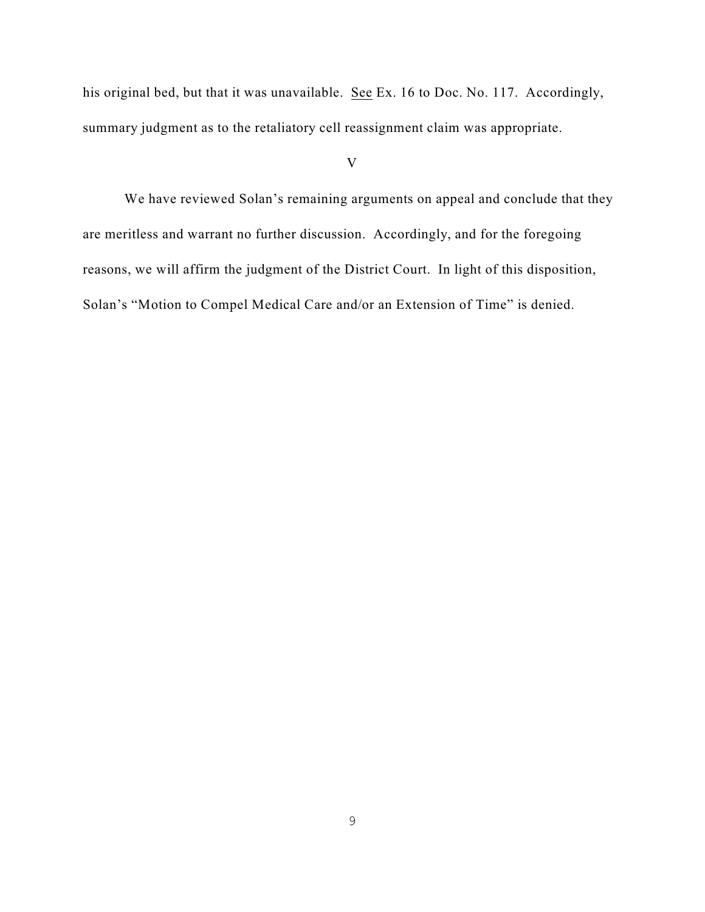his original bed, but that it was unavailable. See Ex. 16 to Doc. No. 117. Accordingly, summary judgment as to the retaliatory cell reassignment claim was appropriate.

## V

We have reviewed Solan's remaining arguments on appeal and conclude that they are meritless and warrant no further discussion. Accordingly, and for the foregoing reasons, we will affirm the judgment of the District Court. In light of this disposition, Solan's "Motion to Compel Medical Care and/or an Extension of Time" is denied.